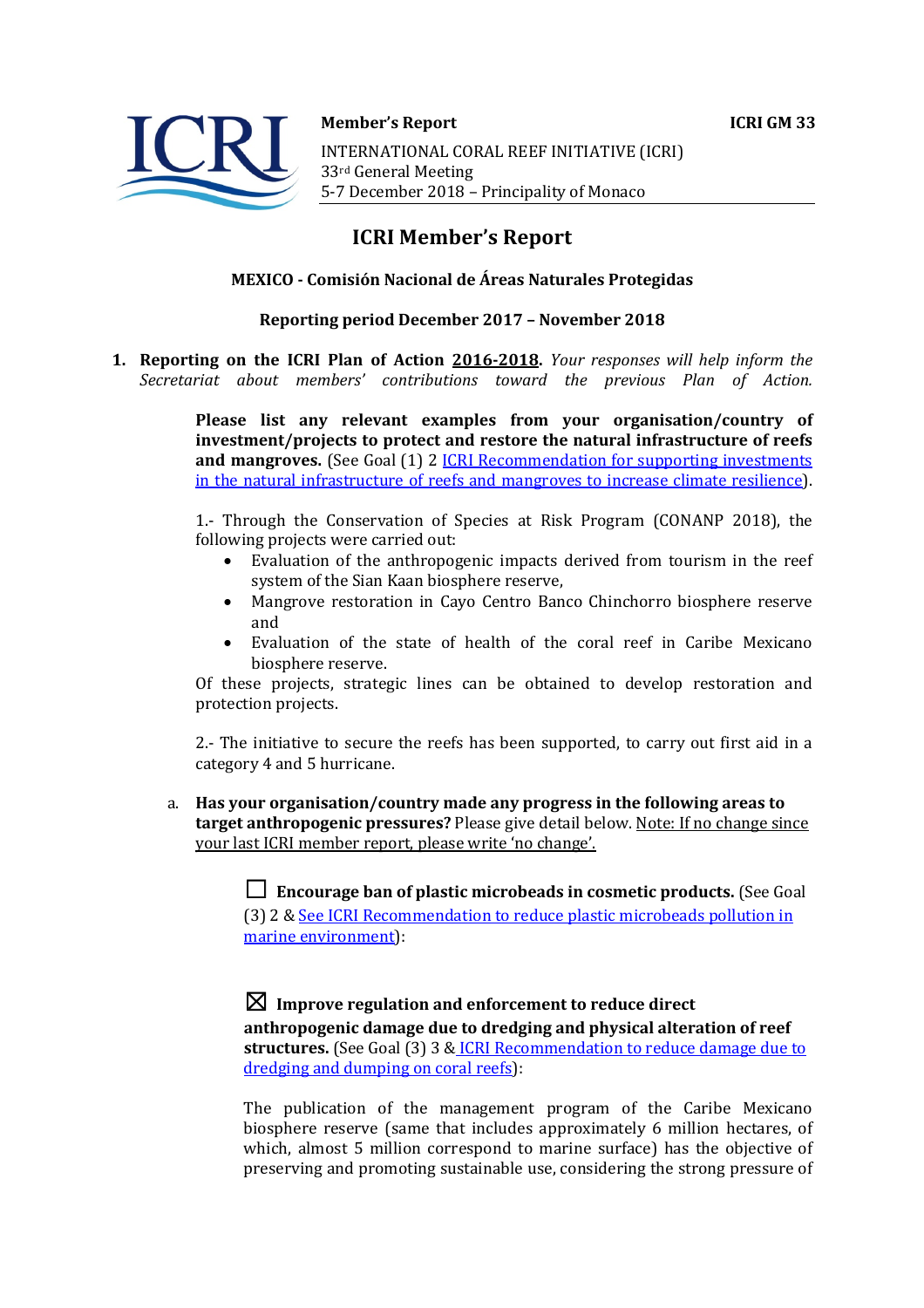**Member's Report**

INTERNATIONAL CORAL REEF INITIATIVE (ICRI)
33rd General Meeting
5-7 December 2018 – Principality of Monaco

**ICRI GM 33**

# ICRI Member's Report

**MEXICO - Comisión Nacional de Áreas Naturales Protegidas**

**Reporting period December 2017 – November 2018**

1. **Reporting on the ICRI Plan of Action 2016-2018.** *Your responses will help inform the Secretariat about members' contributions toward the previous Plan of Action.*

   **Please list any relevant examples from your organisation/country of investment/projects to protect and restore the natural infrastructure of reefs and mangroves.** (See Goal (1) 2 ICRI Recommendation for supporting investments in the natural infrastructure of reefs and mangroves to increase climate resilience).

   1.- Through the Conservation of Species at Risk Program (CONANP 2018), the following projects were carried out:
   - Evaluation of the anthropogenic impacts derived from tourism in the reef system of the Sian Kaan biosphere reserve,
   - Mangrove restoration in Cayo Centro Banco Chinchorro biosphere reserve and
   - Evaluation of the state of health of the coral reef in Caribe Mexicano biosphere reserve.

   Of these projects, strategic lines can be obtained to develop restoration and protection projects.

   2.- The initiative to secure the reefs has been supported, to carry out first aid in a category 4 and 5 hurricane.

   a. **Has your organisation/country made any progress in the following areas to target anthropogenic pressures?** Please give detail below. Note: If no change since your last ICRI member report, please write 'no change'.

      ☐ **Encourage ban of plastic microbeads in cosmetic products.** (See Goal (3) 2 & See ICRI Recommendation to reduce plastic microbeads pollution in marine environment):

      ☒ **Improve regulation and enforcement to reduce direct anthropogenic damage due to dredging and physical alteration of reef structures.** (See Goal (3) 3 & ICRI Recommendation to reduce damage due to dredging and dumping on coral reefs):

      The publication of the management program of the Caribe Mexicano biosphere reserve (same that includes approximately 6 million hectares, of which, almost 5 million correspond to marine surface) has the objective of preserving and promoting sustainable use, considering the strong pressure of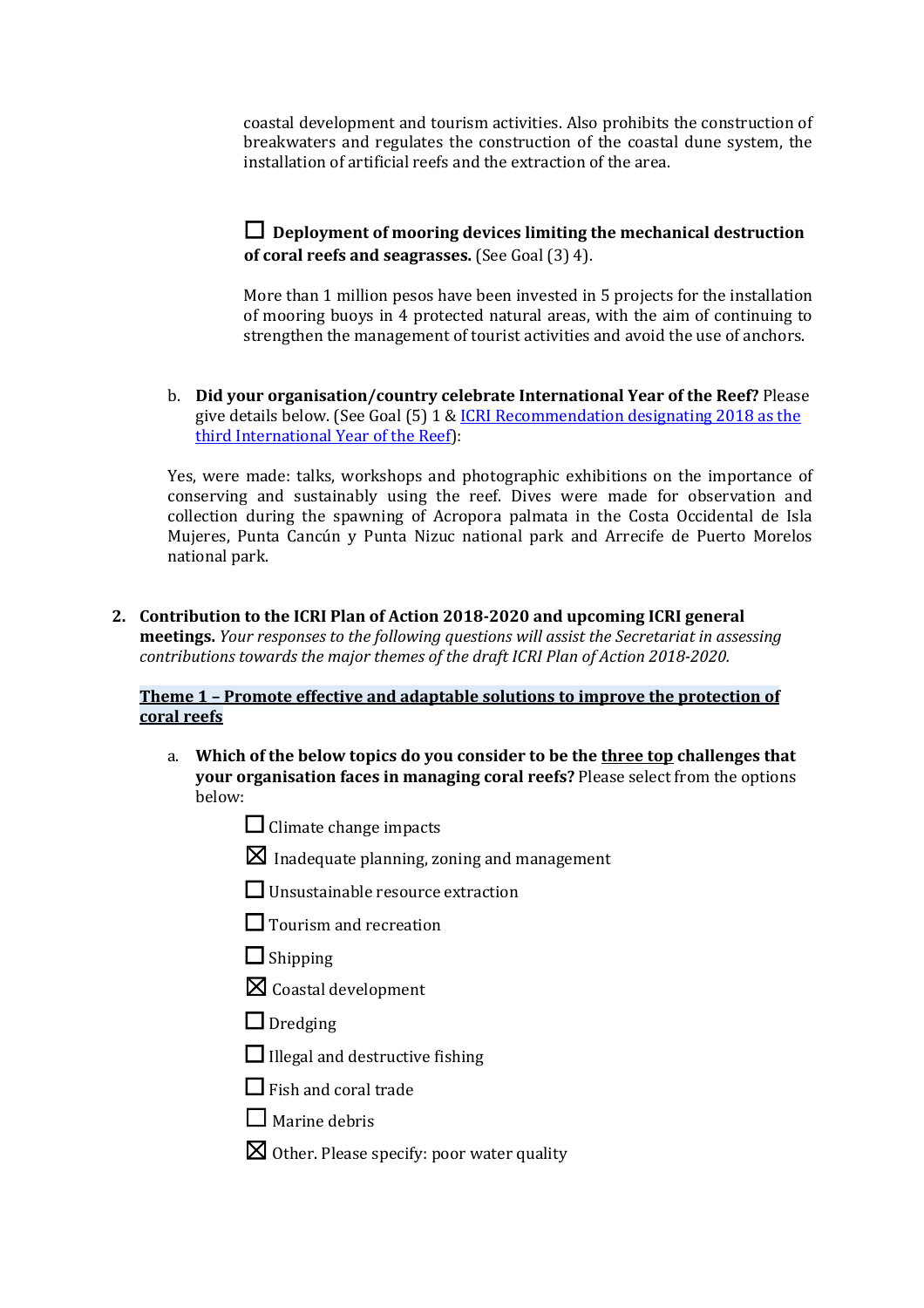coastal development and tourism activities. Also prohibits the construction of breakwaters and regulates the construction of the coastal dune system, the installation of artificial reefs and the extraction of the area.

☐ **Deployment of mooring devices limiting the mechanical destruction of coral reefs and seagrasses.** (See Goal (3) 4).

More than 1 million pesos have been invested in 5 projects for the installation of mooring buoys in 4 protected natural areas, with the aim of continuing to strengthen the management of tourist activities and avoid the use of anchors.

b. **Did your organisation/country celebrate International Year of the Reef?** Please give details below. (See Goal (5) 1 & [ICRI Recommendation designating 2018 as the third International Year of the Reef]):

Yes, were made: talks, workshops and photographic exhibitions on the importance of conserving and sustainably using the reef. Dives were made for observation and collection during the spawning of Acropora palmata in the Costa Occidental de Isla Mujeres, Punta Cancún y Punta Nizuc national park and Arrecife de Puerto Morelos national park.

2. **Contribution to the ICRI Plan of Action 2018-2020 and upcoming ICRI general meetings.** *Your responses to the following questions will assist the Secretariat in assessing contributions towards the major themes of the draft ICRI Plan of Action 2018-2020.*

**Theme 1 – Promote effective and adaptable solutions to improve the protection of coral reefs**

a. **Which of the below topics do you consider to be the three top challenges that your organisation faces in managing coral reefs?** Please select from the options below:

☐ Climate change impacts

☒ Inadequate planning, zoning and management

☐ Unsustainable resource extraction

☐ Tourism and recreation

☐ Shipping

☒ Coastal development

☐ Dredging

☐ Illegal and destructive fishing

☐ Fish and coral trade

☐ Marine debris

☒ Other. Please specify: poor water quality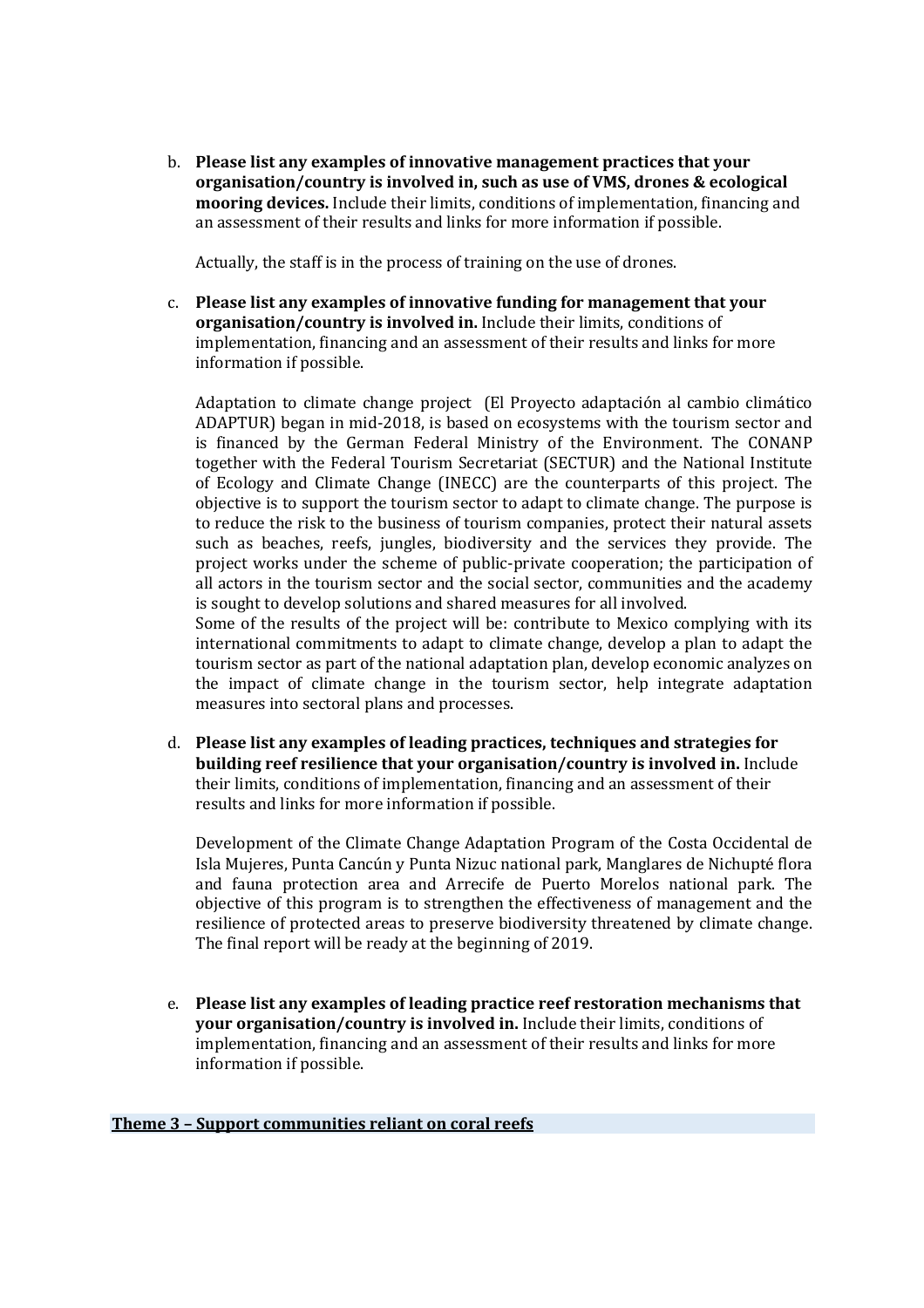b. **Please list any examples of innovative management practices that your organisation/country is involved in, such as use of VMS, drones & ecological mooring devices.** Include their limits, conditions of implementation, financing and an assessment of their results and links for more information if possible.

   Actually, the staff is in the process of training on the use of drones.

c. **Please list any examples of innovative funding for management that your organisation/country is involved in.** Include their limits, conditions of implementation, financing and an assessment of their results and links for more information if possible.

   Adaptation to climate change project (El Proyecto adaptación al cambio climático ADAPTUR) began in mid-2018, is based on ecosystems with the tourism sector and is financed by the German Federal Ministry of the Environment. The CONANP together with the Federal Tourism Secretariat (SECTUR) and the National Institute of Ecology and Climate Change (INECC) are the counterparts of this project. The objective is to support the tourism sector to adapt to climate change. The purpose is to reduce the risk to the business of tourism companies, protect their natural assets such as beaches, reefs, jungles, biodiversity and the services they provide. The project works under the scheme of public-private cooperation; the participation of all actors in the tourism sector and the social sector, communities and the academy is sought to develop solutions and shared measures for all involved.
   Some of the results of the project will be: contribute to Mexico complying with its international commitments to adapt to climate change, develop a plan to adapt the tourism sector as part of the national adaptation plan, develop economic analyzes on the impact of climate change in the tourism sector, help integrate adaptation measures into sectoral plans and processes.

d. **Please list any examples of leading practices, techniques and strategies for building reef resilience that your organisation/country is involved in.** Include their limits, conditions of implementation, financing and an assessment of their results and links for more information if possible.

   Development of the Climate Change Adaptation Program of the Costa Occidental de Isla Mujeres, Punta Cancún y Punta Nizuc national park, Manglares de Nichupté flora and fauna protection area and Arrecife de Puerto Morelos national park. The objective of this program is to strengthen the effectiveness of management and the resilience of protected areas to preserve biodiversity threatened by climate change. The final report will be ready at the beginning of 2019.

e. **Please list any examples of leading practice reef restoration mechanisms that your organisation/country is involved in.** Include their limits, conditions of implementation, financing and an assessment of their results and links for more information if possible.

## Theme 3 – Support communities reliant on coral reefs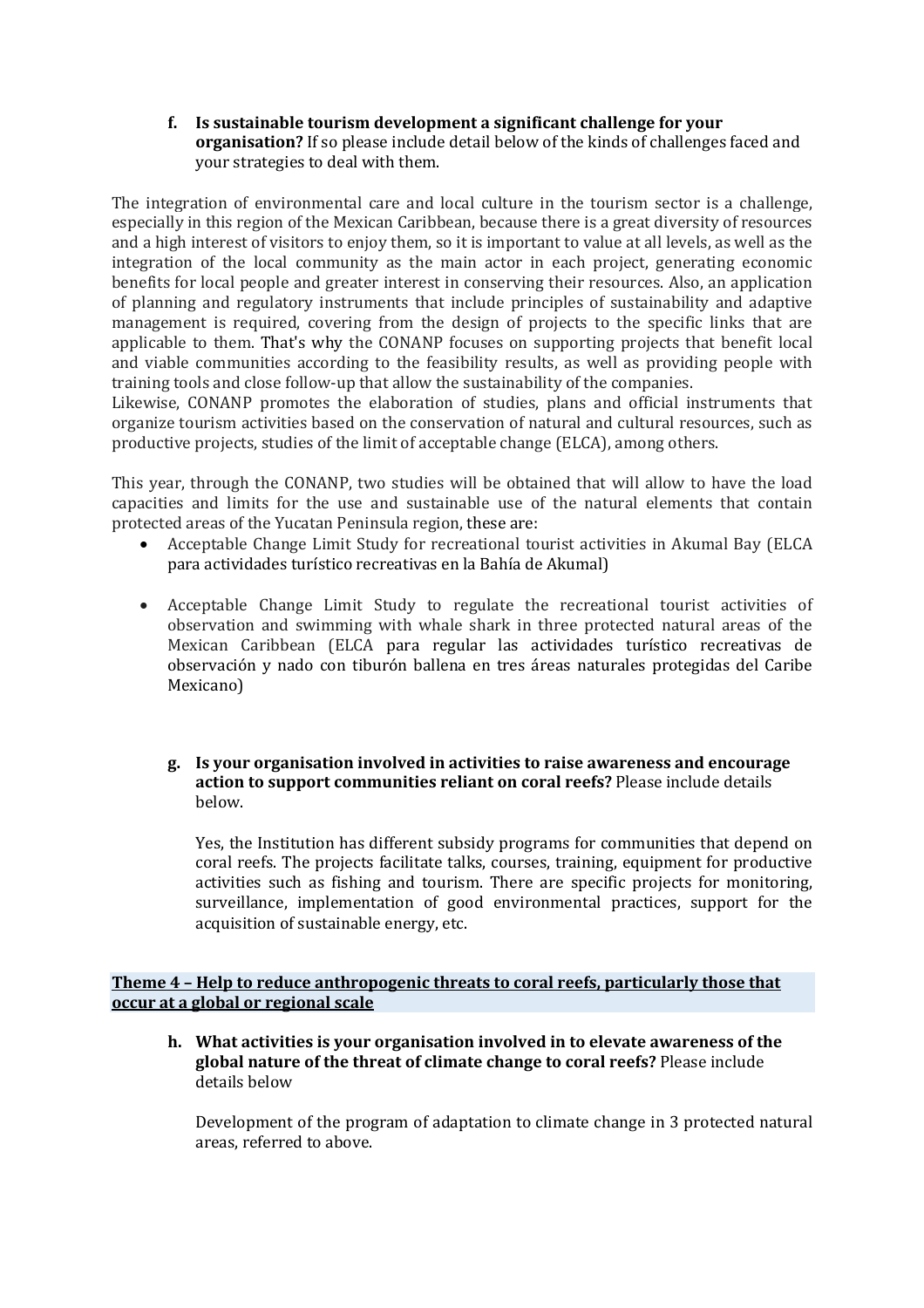**f. Is sustainable tourism development a significant challenge for your organisation?** If so please include detail below of the kinds of challenges faced and your strategies to deal with them.

The integration of environmental care and local culture in the tourism sector is a challenge, especially in this region of the Mexican Caribbean, because there is a great diversity of resources and a high interest of visitors to enjoy them, so it is important to value at all levels, as well as the integration of the local community as the main actor in each project, generating economic benefits for local people and greater interest in conserving their resources. Also, an application of planning and regulatory instruments that include principles of sustainability and adaptive management is required, covering from the design of projects to the specific links that are applicable to them. That's why the CONANP focuses on supporting projects that benefit local and viable communities according to the feasibility results, as well as providing people with training tools and close follow-up that allow the sustainability of the companies.
Likewise, CONANP promotes the elaboration of studies, plans and official instruments that organize tourism activities based on the conservation of natural and cultural resources, such as productive projects, studies of the limit of acceptable change (ELCA), among others.

This year, through the CONANP, two studies will be obtained that will allow to have the load capacities and limits for the use and sustainable use of the natural elements that contain protected areas of the Yucatan Peninsula region, these are:

- Acceptable Change Limit Study for recreational tourist activities in Akumal Bay (ELCA para actividades turístico recreativas en la Bahía de Akumal)
- Acceptable Change Limit Study to regulate the recreational tourist activities of observation and swimming with whale shark in three protected natural areas of the Mexican Caribbean (ELCA para regular las actividades turístico recreativas de observación y nado con tiburón ballena en tres áreas naturales protegidas del Caribe Mexicano)

**g. Is your organisation involved in activities to raise awareness and encourage action to support communities reliant on coral reefs?** Please include details below.

Yes, the Institution has different subsidy programs for communities that depend on coral reefs. The projects facilitate talks, courses, training, equipment for productive activities such as fishing and tourism. There are specific projects for monitoring, surveillance, implementation of good environmental practices, support for the acquisition of sustainable energy, etc.

## Theme 4 – Help to reduce anthropogenic threats to coral reefs, particularly those that occur at a global or regional scale

**h. What activities is your organisation involved in to elevate awareness of the global nature of the threat of climate change to coral reefs?** Please include details below

Development of the program of adaptation to climate change in 3 protected natural areas, referred to above.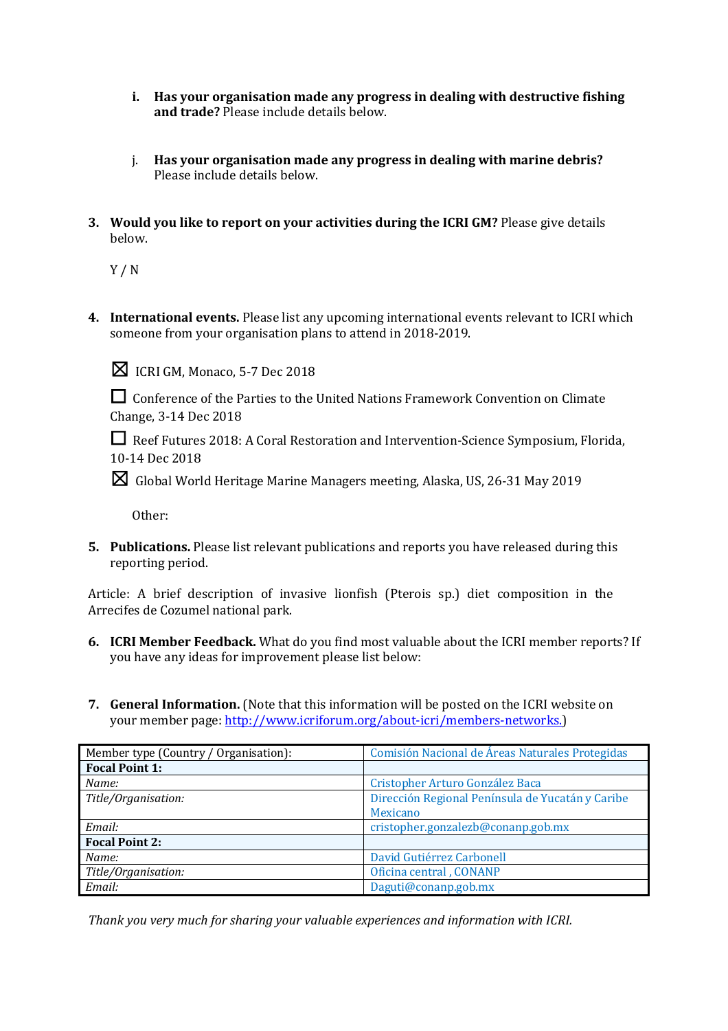i. **Has your organisation made any progress in dealing with destructive fishing and trade?** Please include details below.

j. **Has your organisation made any progress in dealing with marine debris?** Please include details below.

3. **Would you like to report on your activities during the ICRI GM?** Please give details below.

   Y / N

4. **International events.** Please list any upcoming international events relevant to ICRI which someone from your organisation plans to attend in 2018-2019.

   ☒ ICRI GM, Monaco, 5-7 Dec 2018

   ☐ Conference of the Parties to the United Nations Framework Convention on Climate Change, 3-14 Dec 2018

   ☐ Reef Futures 2018: A Coral Restoration and Intervention-Science Symposium, Florida, 10-14 Dec 2018

   ☒ Global World Heritage Marine Managers meeting, Alaska, US, 26-31 May 2019

   Other:

5. **Publications.** Please list relevant publications and reports you have released during this reporting period.

Article: A brief description of invasive lionfish (Pterois sp.) diet composition in the Arrecifes de Cozumel national park.

6. **ICRI Member Feedback.** What do you find most valuable about the ICRI member reports? If you have any ideas for improvement please list below:

7. **General Information.** (Note that this information will be posted on the ICRI website on your member page: http://www.icriforum.org/about-icri/members-networks.)

| | |
|---|---|
| Member type (Country / Organisation): | Comisión Nacional de Áreas Naturales Protegidas |
| **Focal Point 1:** | |
| *Name:* | Cristopher Arturo González Baca |
| *Title/Organisation:* | Dirección Regional Península de Yucatán y Caribe Mexicano |
| *Email:* | cristopher.gonzalezb@conanp.gob.mx |
| **Focal Point 2:** | |
| *Name:* | David Gutiérrez Carbonell |
| *Title/Organisation:* | Oficina central , CONANP |
| *Email:* | Daguti@conanp.gob.mx |

*Thank you very much for sharing your valuable experiences and information with ICRI.*